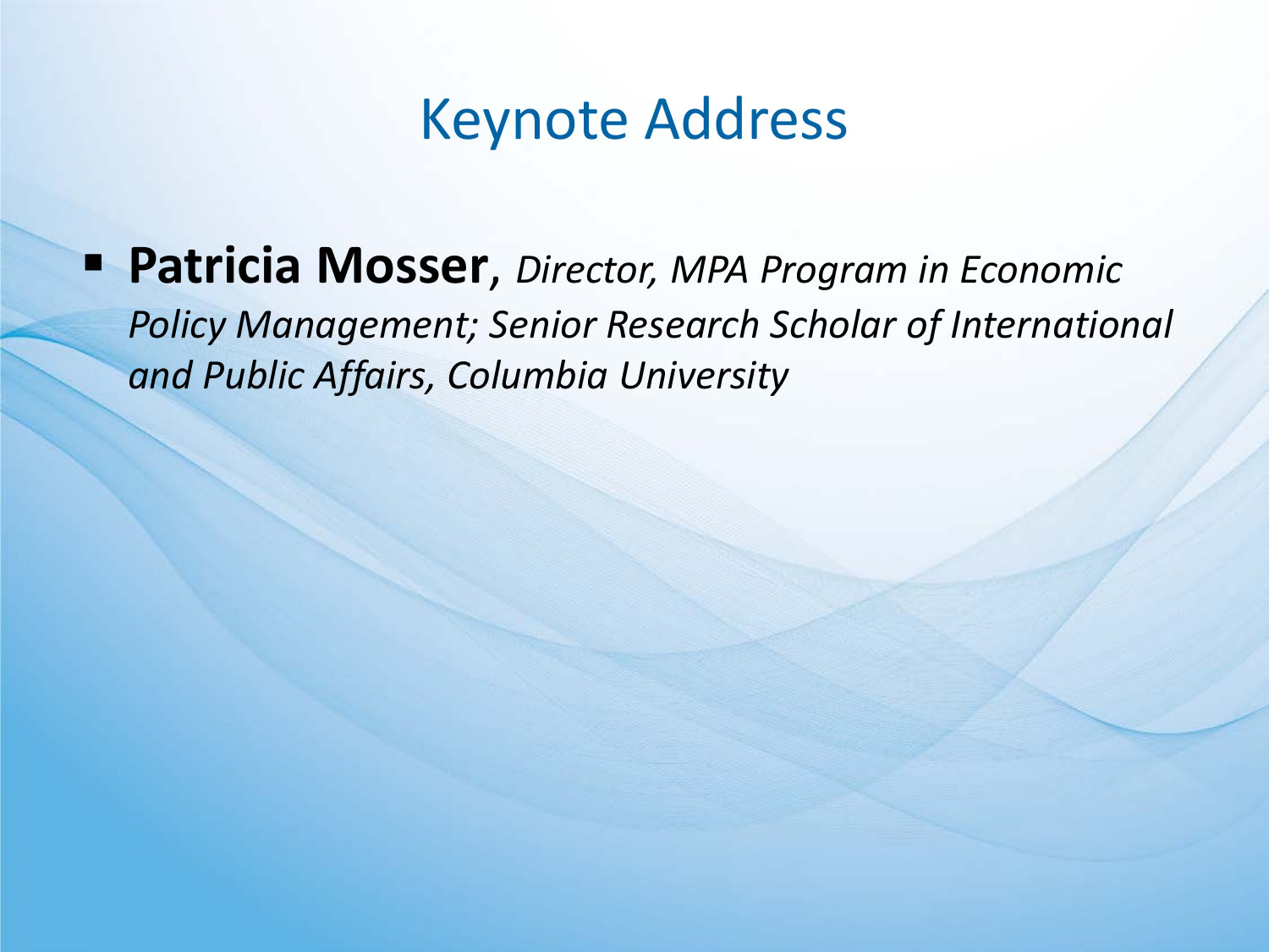# Keynote Address

- **Patricia Mosser**, *Director, MPA Program in Economic Policy Management; Senior Research Scholar of International and Public Affairs, Columbia University*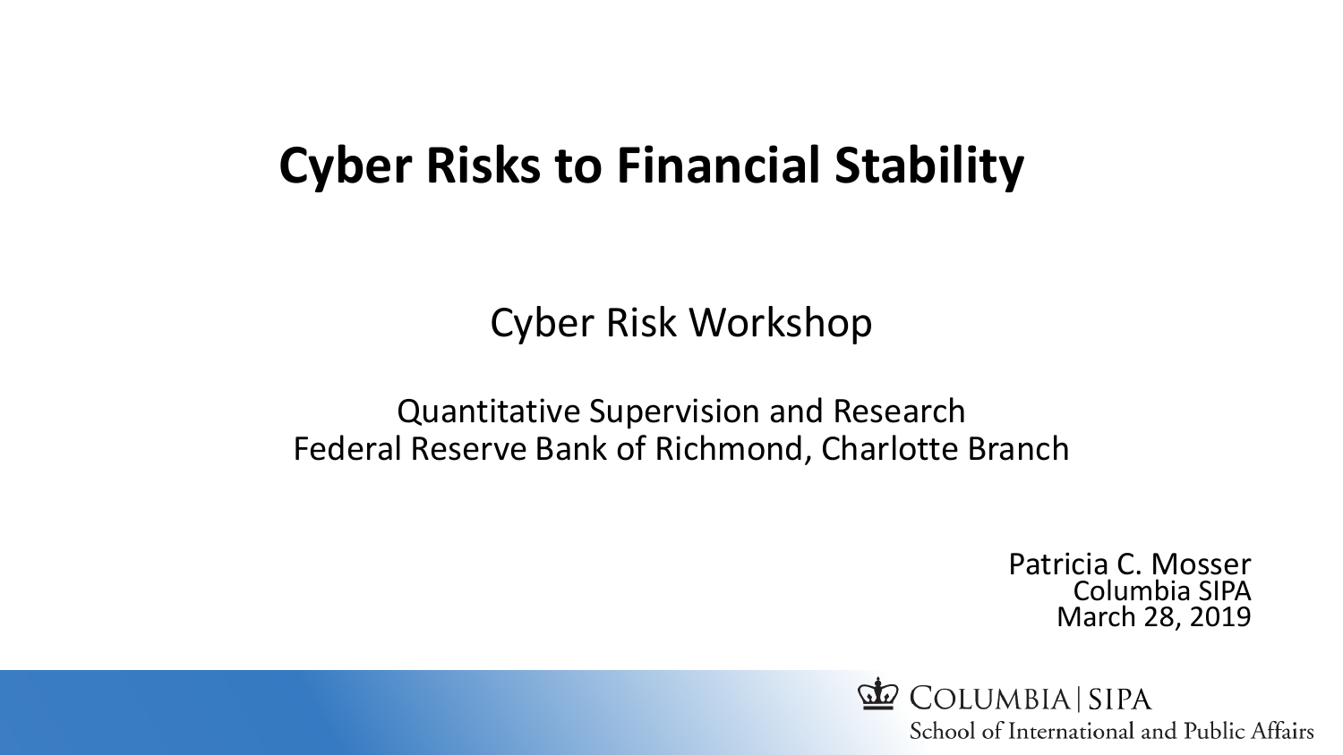# Cyber Risks to Financial Stability

Cyber Risk Workshop

Quantitative Supervision and Research
Federal Reserve Bank of Richmond, Charlotte Branch

Patricia C. Mosser
Columbia SIPA
March 28, 2019

COLUMBIA | SIPA
School of International and Public Affairs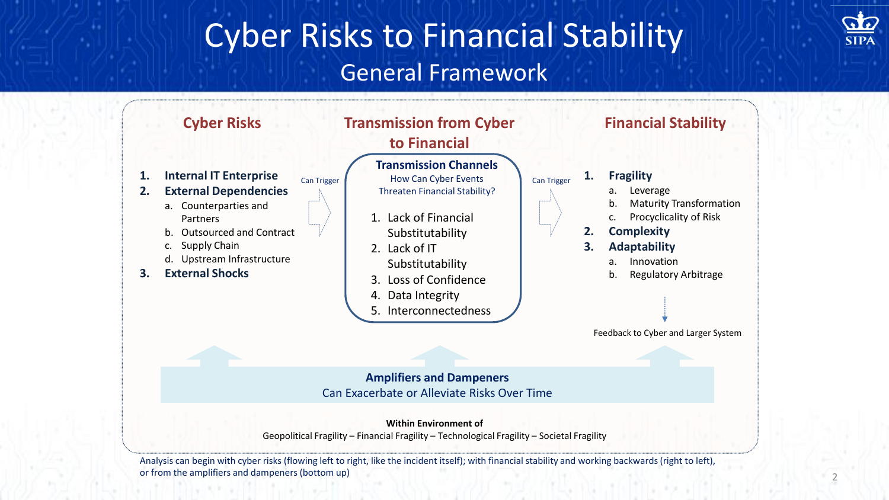# Cyber Risks to Financial Stability

## General Framework

### Cyber Risks

1. **Internal IT Enterprise**
2. **External Dependencies**
   a. Counterparties and Partners
   b. Outsourced and Contract
   c. Supply Chain
   d. Upstream Infrastructure
3. **External Shocks**

Can Trigger

### Transmission from Cyber to Financial

**Transmission Channels**

How Can Cyber Events Threaten Financial Stability?

1. Lack of Financial Substitutability
2. Lack of IT Substitutability
3. Loss of Confidence
4. Data Integrity
5. Interconnectedness

Can Trigger

### Financial Stability

1. **Fragility**
   a. Leverage
   b. Maturity Transformation
   c. Procyclicality of Risk
2. **Complexity**
3. **Adaptability**
   a. Innovation
   b. Regulatory Arbitrage

Feedback to Cyber and Larger System

**Amplifiers and Dampeners**

Can Exacerbate or Alleviate Risks Over Time

**Within Environment of**

Geopolitical Fragility – Financial Fragility – Technological Fragility – Societal Fragility

Analysis can begin with cyber risks (flowing left to right, like the incident itself); with financial stability and working backwards (right to left), or from the amplifiers and dampeners (bottom up)